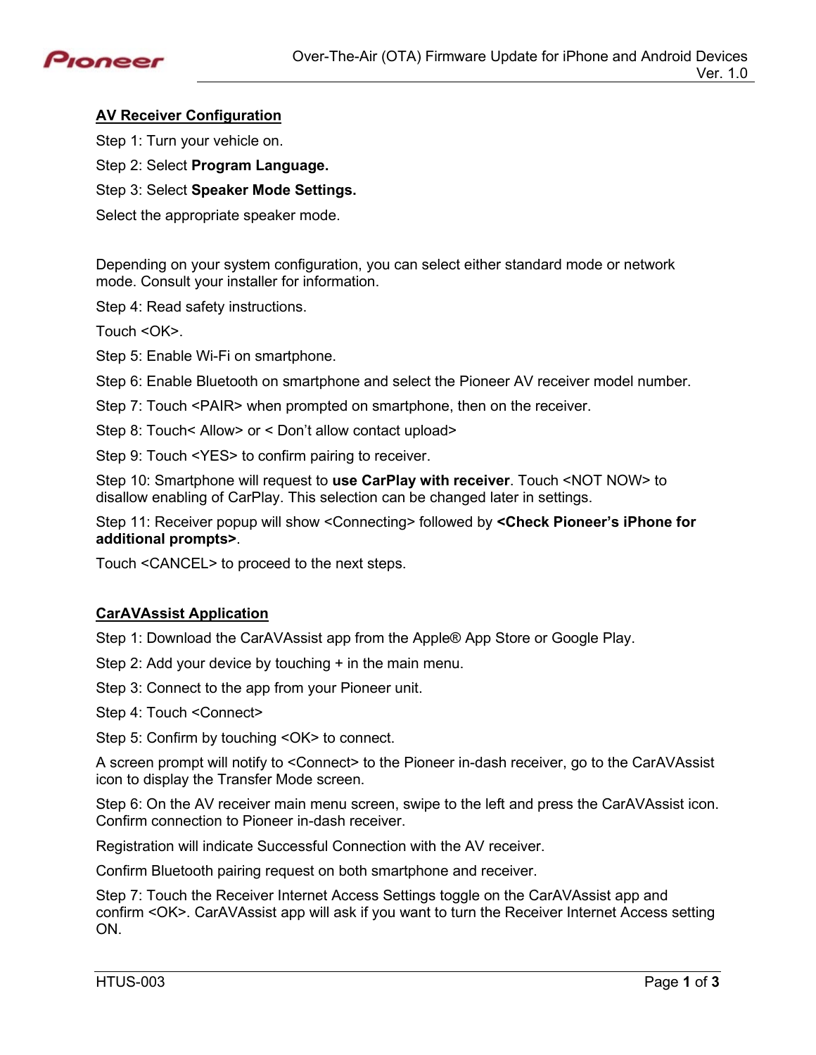## AV Receiver Configuration

Step 1: Turn your vehicle on.

Step 2: Select **Program Language.**

Step 3: Select **Speaker Mode Settings.**

Select the appropriate speaker mode.

Depending on your system configuration, you can select either standard mode or network mode. Consult your installer for information.

Step 4: Read safety instructions.

Touch <OK>.

Step 5: Enable Wi-Fi on smartphone.

Step 6: Enable Bluetooth on smartphone and select the Pioneer AV receiver model number.

Step 7: Touch <PAIR> when prompted on smartphone, then on the receiver.

Step 8: Touch< Allow> or < Don't allow contact upload>

Step 9: Touch <YES> to confirm pairing to receiver.

Step 10: Smartphone will request to **use CarPlay with receiver**. Touch <NOT NOW> to disallow enabling of CarPlay. This selection can be changed later in settings.

Step 11: Receiver popup will show <Connecting> followed by **<Check Pioneer's iPhone for additional prompts>**.

Touch <CANCEL> to proceed to the next steps.

## CarAVAssist Application

Step 1: Download the CarAVAssist app from the Apple® App Store or Google Play.

Step 2: Add your device by touching + in the main menu.

Step 3: Connect to the app from your Pioneer unit.

Step 4: Touch <Connect>

Step 5: Confirm by touching <OK> to connect.

A screen prompt will notify to <Connect> to the Pioneer in-dash receiver, go to the CarAVAssist icon to display the Transfer Mode screen.

Step 6: On the AV receiver main menu screen, swipe to the left and press the CarAVAssist icon. Confirm connection to Pioneer in-dash receiver.

Registration will indicate Successful Connection with the AV receiver.

Confirm Bluetooth pairing request on both smartphone and receiver.

Step 7: Touch the Receiver Internet Access Settings toggle on the CarAVAssist app and confirm <OK>. CarAVAssist app will ask if you want to turn the Receiver Internet Access setting ON.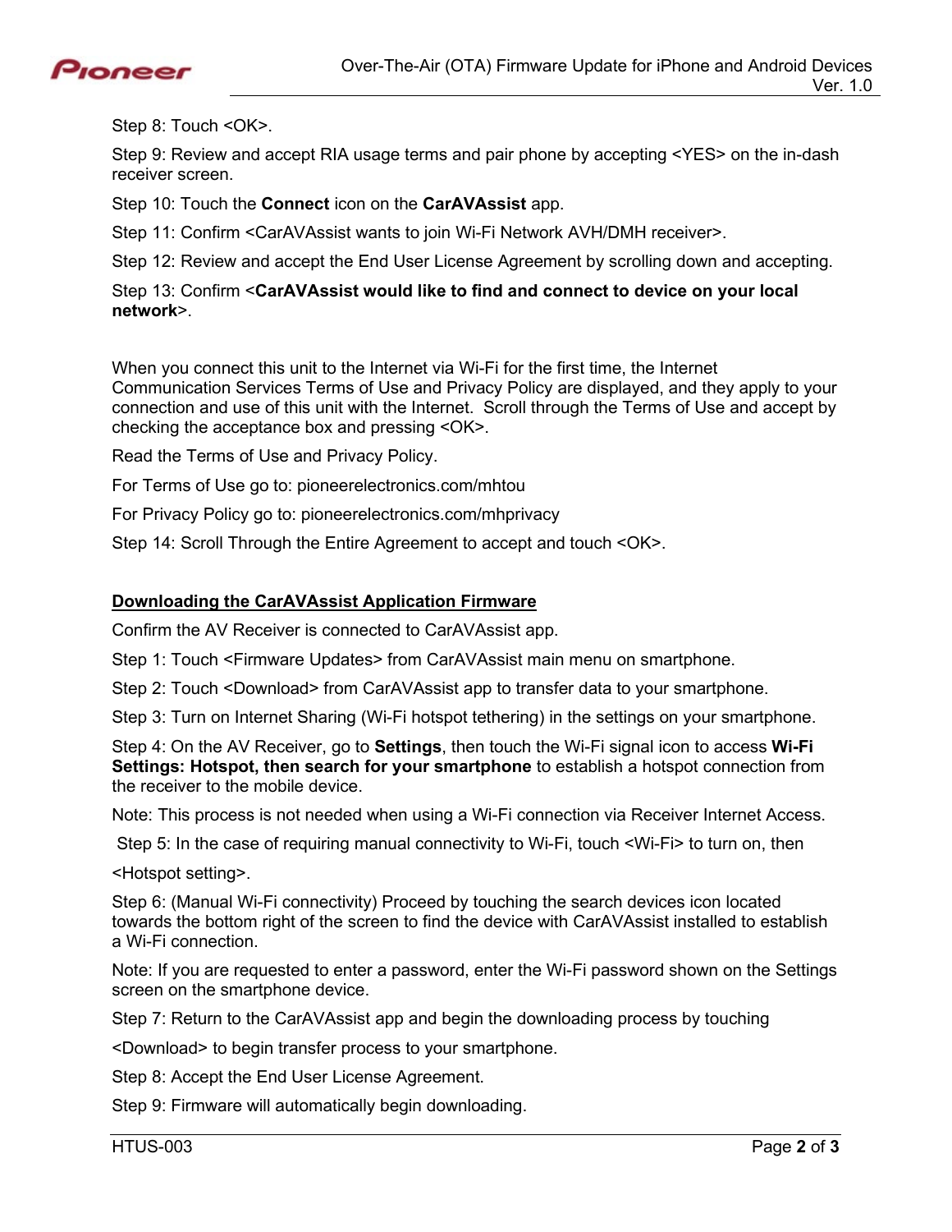Step 8: Touch <OK>.

Step 9: Review and accept RIA usage terms and pair phone by accepting <YES> on the in-dash receiver screen.

Step 10: Touch the **Connect** icon on the **CarAVAssist** app.

Step 11: Confirm <CarAVAssist wants to join Wi-Fi Network AVH/DMH receiver>.

Step 12: Review and accept the End User License Agreement by scrolling down and accepting.

Step 13: Confirm <**CarAVAssist would like to find and connect to device on your local network**>.

When you connect this unit to the Internet via Wi-Fi for the first time, the Internet Communication Services Terms of Use and Privacy Policy are displayed, and they apply to your connection and use of this unit with the Internet. Scroll through the Terms of Use and accept by checking the acceptance box and pressing <OK>.

Read the Terms of Use and Privacy Policy.

For Terms of Use go to: pioneerelectronics.com/mhtou

For Privacy Policy go to: pioneerelectronics.com/mhprivacy

Step 14: Scroll Through the Entire Agreement to accept and touch <OK>.

## Downloading the CarAVAssist Application Firmware

Confirm the AV Receiver is connected to CarAVAssist app.

Step 1: Touch <Firmware Updates> from CarAVAssist main menu on smartphone.

Step 2: Touch <Download> from CarAVAssist app to transfer data to your smartphone.

Step 3: Turn on Internet Sharing (Wi-Fi hotspot tethering) in the settings on your smartphone.

Step 4: On the AV Receiver, go to **Settings**, then touch the Wi-Fi signal icon to access **Wi-Fi Settings: Hotspot, then search for your smartphone** to establish a hotspot connection from the receiver to the mobile device.

Note: This process is not needed when using a Wi-Fi connection via Receiver Internet Access.

Step 5: In the case of requiring manual connectivity to Wi-Fi, touch <Wi-Fi> to turn on, then <Hotspot setting>.

Step 6: (Manual Wi-Fi connectivity) Proceed by touching the search devices icon located towards the bottom right of the screen to find the device with CarAVAssist installed to establish a Wi-Fi connection.

Note: If you are requested to enter a password, enter the Wi-Fi password shown on the Settings screen on the smartphone device.

Step 7: Return to the CarAVAssist app and begin the downloading process by touching <Download> to begin transfer process to your smartphone.

Step 8: Accept the End User License Agreement.

Step 9: Firmware will automatically begin downloading.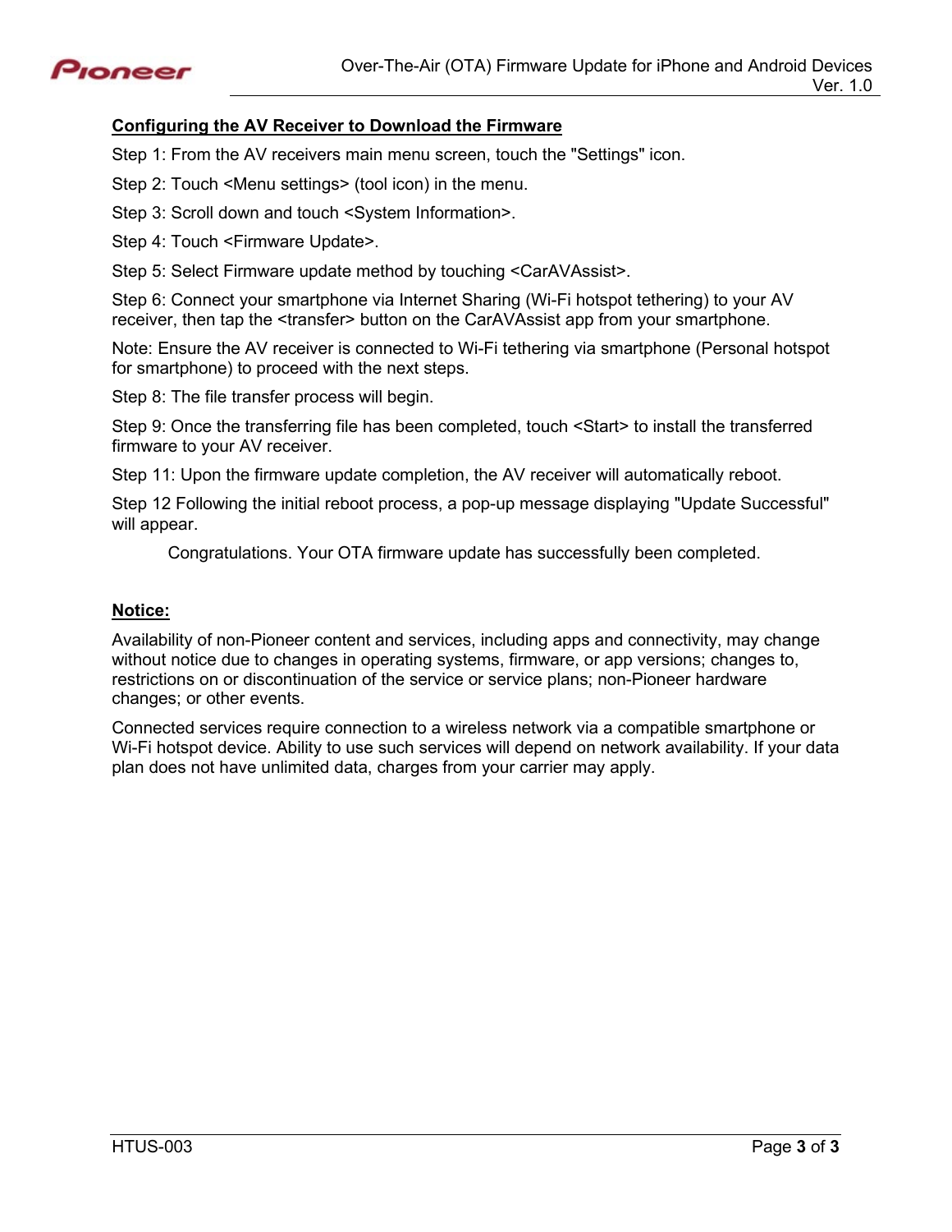## Configuring the AV Receiver to Download the Firmware

Step 1: From the AV receivers main menu screen, touch the "Settings" icon.

Step 2: Touch <Menu settings> (tool icon) in the menu.

Step 3: Scroll down and touch <System Information>.

Step 4: Touch <Firmware Update>.

Step 5: Select Firmware update method by touching <CarAVAssist>.

Step 6: Connect your smartphone via Internet Sharing (Wi-Fi hotspot tethering) to your AV receiver, then tap the <transfer> button on the CarAVAssist app from your smartphone.

Note: Ensure the AV receiver is connected to Wi-Fi tethering via smartphone (Personal hotspot for smartphone) to proceed with the next steps.

Step 8: The file transfer process will begin.

Step 9: Once the transferring file has been completed, touch <Start> to install the transferred firmware to your AV receiver.

Step 11: Upon the firmware update completion, the AV receiver will automatically reboot.

Step 12 Following the initial reboot process, a pop-up message displaying "Update Successful" will appear.

Congratulations. Your OTA firmware update has successfully been completed.

## Notice:

Availability of non-Pioneer content and services, including apps and connectivity, may change without notice due to changes in operating systems, firmware, or app versions; changes to, restrictions on or discontinuation of the service or service plans; non-Pioneer hardware changes; or other events.

Connected services require connection to a wireless network via a compatible smartphone or Wi-Fi hotspot device. Ability to use such services will depend on network availability. If your data plan does not have unlimited data, charges from your carrier may apply.